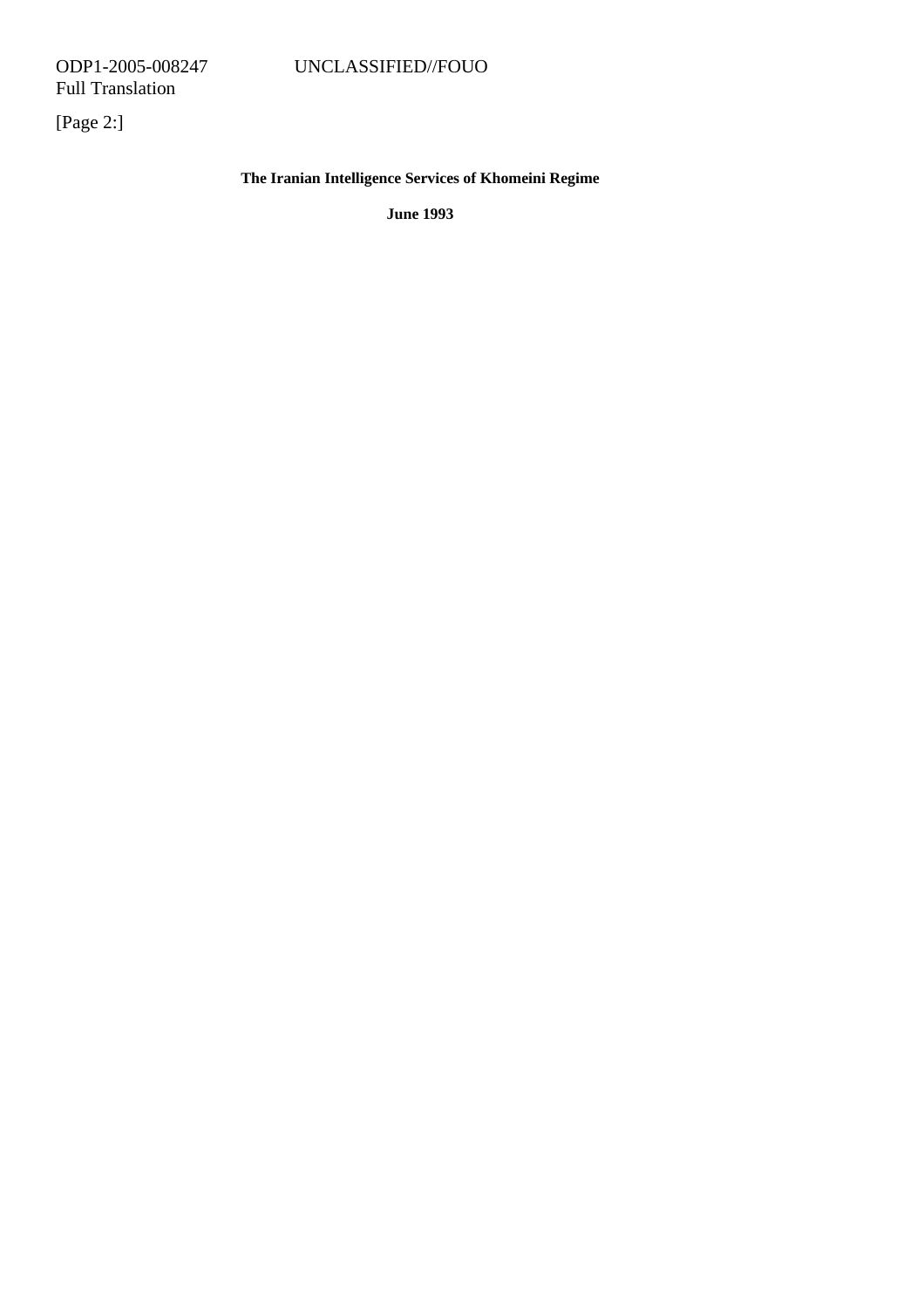[Page 2:]

**The Iranian Intelligence Services of Khomeini Regime**

**June 1993**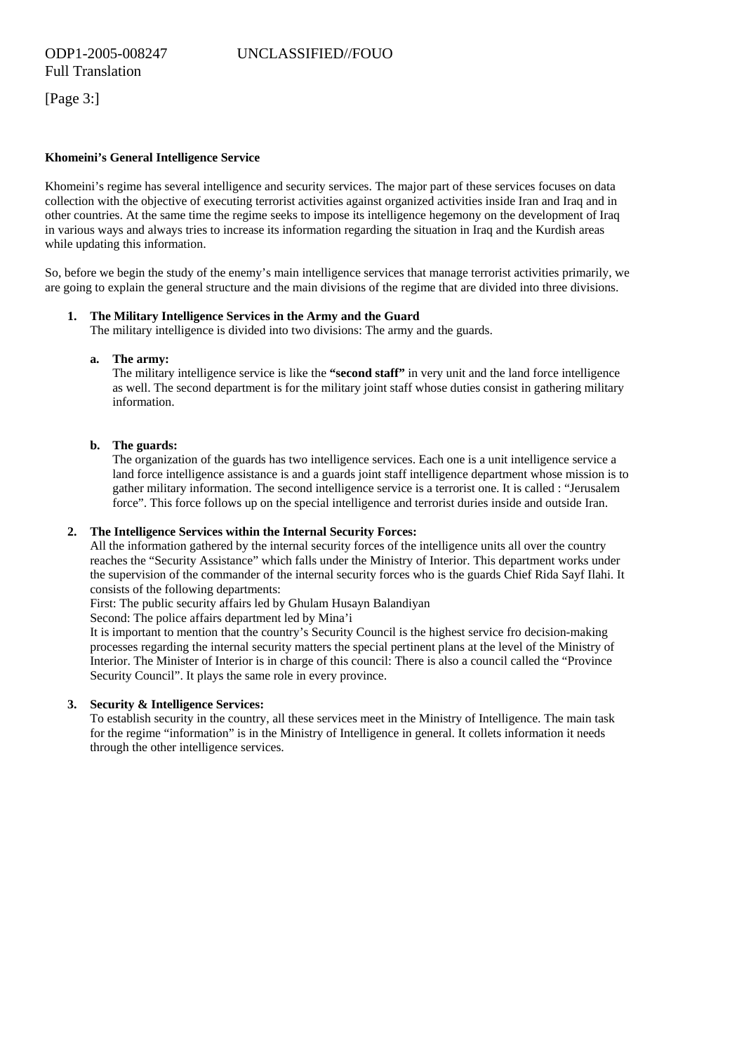[Page 3:]

**Khomeini's General Intelligence Service**

Khomeini's regime has several intelligence and security services. The major part of these services focuses on data collection with the objective of executing terrorist activities against organized activities inside Iran and Iraq and in other countries. At the same time the regime seeks to impose its intelligence hegemony on the development of Iraq in various ways and always tries to increase its information regarding the situation in Iraq and the Kurdish areas while updating this information.

So, before we begin the study of the enemy's main intelligence services that manage terrorist activities primarily, we are going to explain the general structure and the main divisions of the regime that are divided into three divisions.

1. **The Military Intelligence Services in the Army and the Guard**
   The military intelligence is divided into two divisions: The army and the guards.

   a. **The army:**
      The military intelligence service is like the **"second staff"** in very unit and the land force intelligence as well. The second department is for the military joint staff whose duties consist in gathering military information.

   b. **The guards:**
      The organization of the guards has two intelligence services. Each one is a unit intelligence service a land force intelligence assistance is and a guards joint staff intelligence department whose mission is to gather military information. The second intelligence service is a terrorist one. It is called : "Jerusalem force". This force follows up on the special intelligence and terrorist duries inside and outside Iran.

2. **The Intelligence Services within the Internal Security Forces:**
   All the information gathered by the internal security forces of the intelligence units all over the country reaches the "Security Assistance" which falls under the Ministry of Interior. This department works under the supervision of the commander of the internal security forces who is the guards Chief Rida Sayf Ilahi. It consists of the following departments:
   First: The public security affairs led by Ghulam Husayn Balandiyan
   Second: The police affairs department led by Mina'i
   It is important to mention that the country's Security Council is the highest service fro decision-making processes regarding the internal security matters the special pertinent plans at the level of the Ministry of Interior. The Minister of Interior is in charge of this council: There is also a council called the "Province Security Council". It plays the same role in every province.

3. **Security & Intelligence Services:**
   To establish security in the country, all these services meet in the Ministry of Intelligence. The main task for the regime "information" is in the Ministry of Intelligence in general. It collets information it needs through the other intelligence services.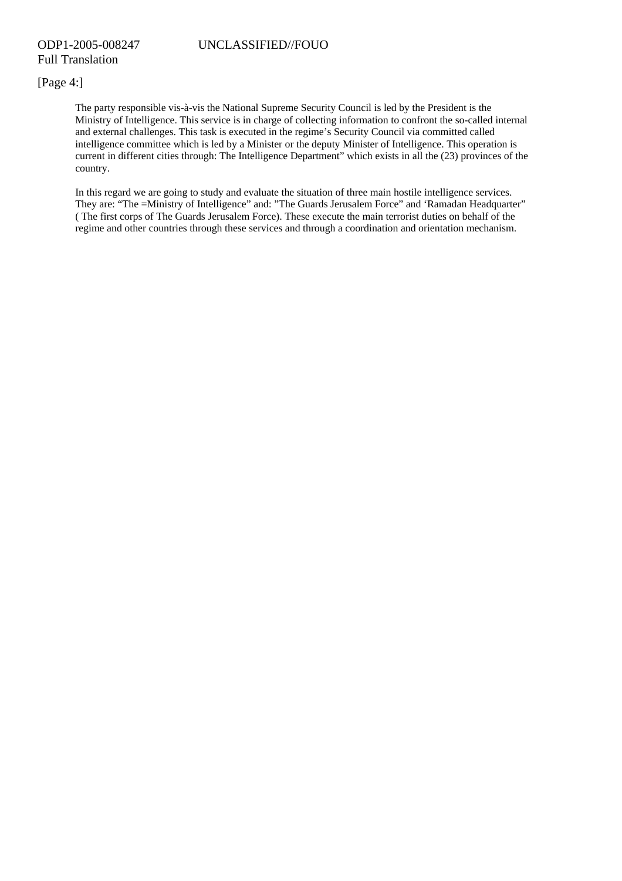[Page 4:]

The party responsible vis-à-vis the National Supreme Security Council is led by the President is the Ministry of Intelligence. This service is in charge of collecting information to confront the so-called internal and external challenges. This task is executed in the regime's Security Council via committed called intelligence committee which is led by a Minister or the deputy Minister of Intelligence. This operation is current in different cities through: The Intelligence Department" which exists in all the (23) provinces of the country.

In this regard we are going to study and evaluate the situation of three main hostile intelligence services. They are: "The =Ministry of Intelligence" and: "The Guards Jerusalem Force" and 'Ramadan Headquarter" ( The first corps of The Guards Jerusalem Force). These execute the main terrorist duties on behalf of the regime and other countries through these services and through a coordination and orientation mechanism.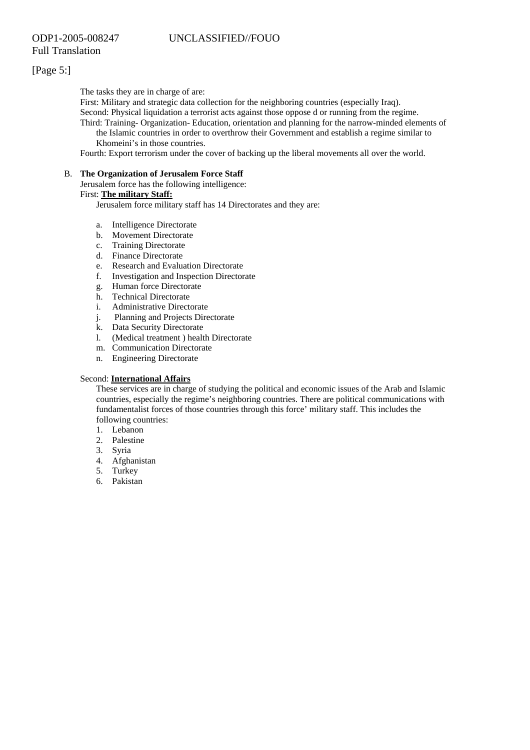[Page 5:]

The tasks they are in charge of are:

First: Military and strategic data collection for the neighboring countries (especially Iraq).

Second: Physical liquidation a terrorist acts against those oppose d or running from the regime.

Third: Training- Organization- Education, orientation and planning for the narrow-minded elements of the Islamic countries in order to overthrow their Government and establish a regime similar to Khomeini's in those countries.

Fourth: Export terrorism under the cover of backing up the liberal movements all over the world.

B. **The Organization of Jerusalem Force Staff**

Jerusalem force has the following intelligence:

First: **The military Staff:**

Jerusalem force military staff has 14 Directorates and they are:

a. Intelligence Directorate
b. Movement Directorate
c. Training Directorate
d. Finance Directorate
e. Research and Evaluation Directorate
f. Investigation and Inspection Directorate
g. Human force Directorate
h. Technical Directorate
i. Administrative Directorate
j. Planning and Projects Directorate
k. Data Security Directorate
l. (Medical treatment ) health Directorate
m. Communication Directorate
n. Engineering Directorate

Second: **International Affairs**

These services are in charge of studying the political and economic issues of the Arab and Islamic countries, especially the regime's neighboring countries. There are political communications with fundamentalist forces of those countries through this force' military staff. This includes the following countries:

1. Lebanon
2. Palestine
3. Syria
4. Afghanistan
5. Turkey
6. Pakistan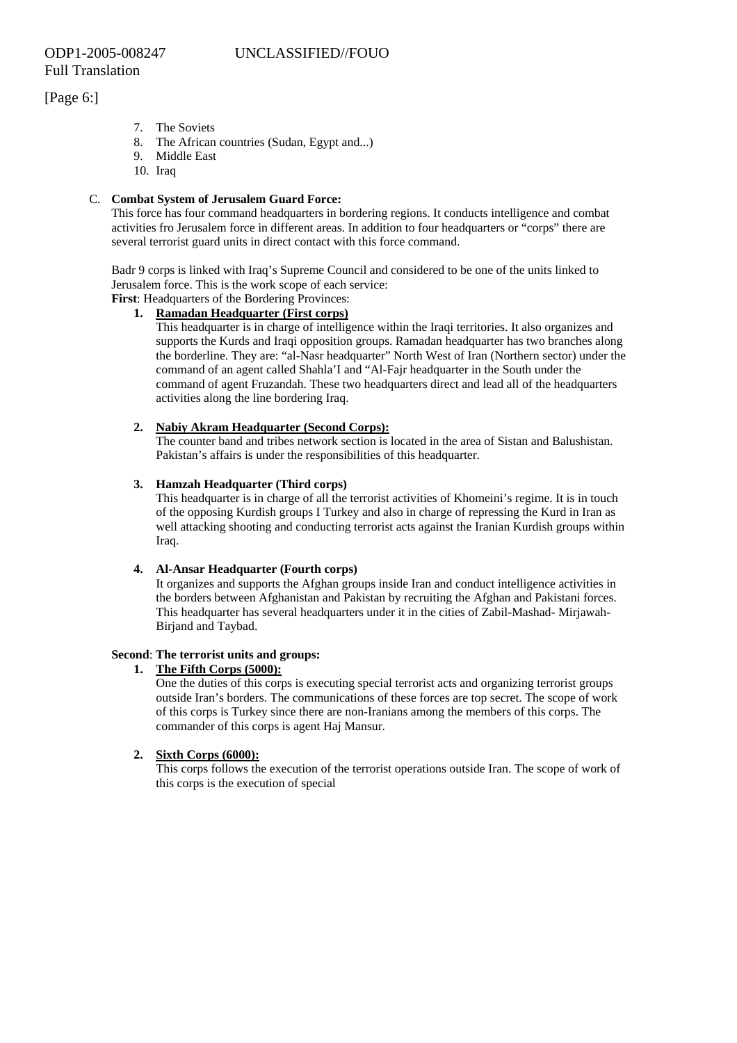[Page 6:]

7. The Soviets
8. The African countries (Sudan, Egypt and...)
9. Middle East
10. Iraq

C. **Combat System of Jerusalem Guard Force:**

This force has four command headquarters in bordering regions. It conducts intelligence and combat activities fro Jerusalem force in different areas. In addition to four headquarters or "corps" there are several terrorist guard units in direct contact with this force command.

Badr 9 corps is linked with Iraq's Supreme Council and considered to be one of the units linked to Jerusalem force. This is the work scope of each service:

**First**: Headquarters of the Bordering Provinces:

1. **Ramadan Headquarter (First corps)**

   This headquarter is in charge of intelligence within the Iraqi territories. It also organizes and supports the Kurds and Iraqi opposition groups. Ramadan headquarter has two branches along the borderline. They are: "al-Nasr headquarter" North West of Iran (Northern sector) under the command of an agent called Shahla'I and "Al-Fajr headquarter in the South under the command of agent Fruzandah. These two headquarters direct and lead all of the headquarters activities along the line bordering Iraq.

2. **Nabiy Akram Headquarter (Second Corps):**

   The counter band and tribes network section is located in the area of Sistan and Balushistan. Pakistan's affairs is under the responsibilities of this headquarter.

3. **Hamzah Headquarter (Third corps)**

   This headquarter is in charge of all the terrorist activities of Khomeini's regime. It is in touch of the opposing Kurdish groups I Turkey and also in charge of repressing the Kurd in Iran as well attacking shooting and conducting terrorist acts against the Iranian Kurdish groups within Iraq.

4. **Al-Ansar Headquarter (Fourth corps)**

   It organizes and supports the Afghan groups inside Iran and conduct intelligence activities in the borders between Afghanistan and Pakistan by recruiting the Afghan and Pakistani forces. This headquarter has several headquarters under it in the cities of Zabil-Mashad- Mirjawah-Birjand and Taybad.

**Second**: **The terrorist units and groups:**

1. **The Fifth Corps (5000):**

   One the duties of this corps is executing special terrorist acts and organizing terrorist groups outside Iran's borders. The communications of these forces are top secret. The scope of work of this corps is Turkey since there are non-Iranians among the members of this corps. The commander of this corps is agent Haj Mansur.

2. **Sixth Corps (6000):**

   This corps follows the execution of the terrorist operations outside Iran. The scope of work of this corps is the execution of special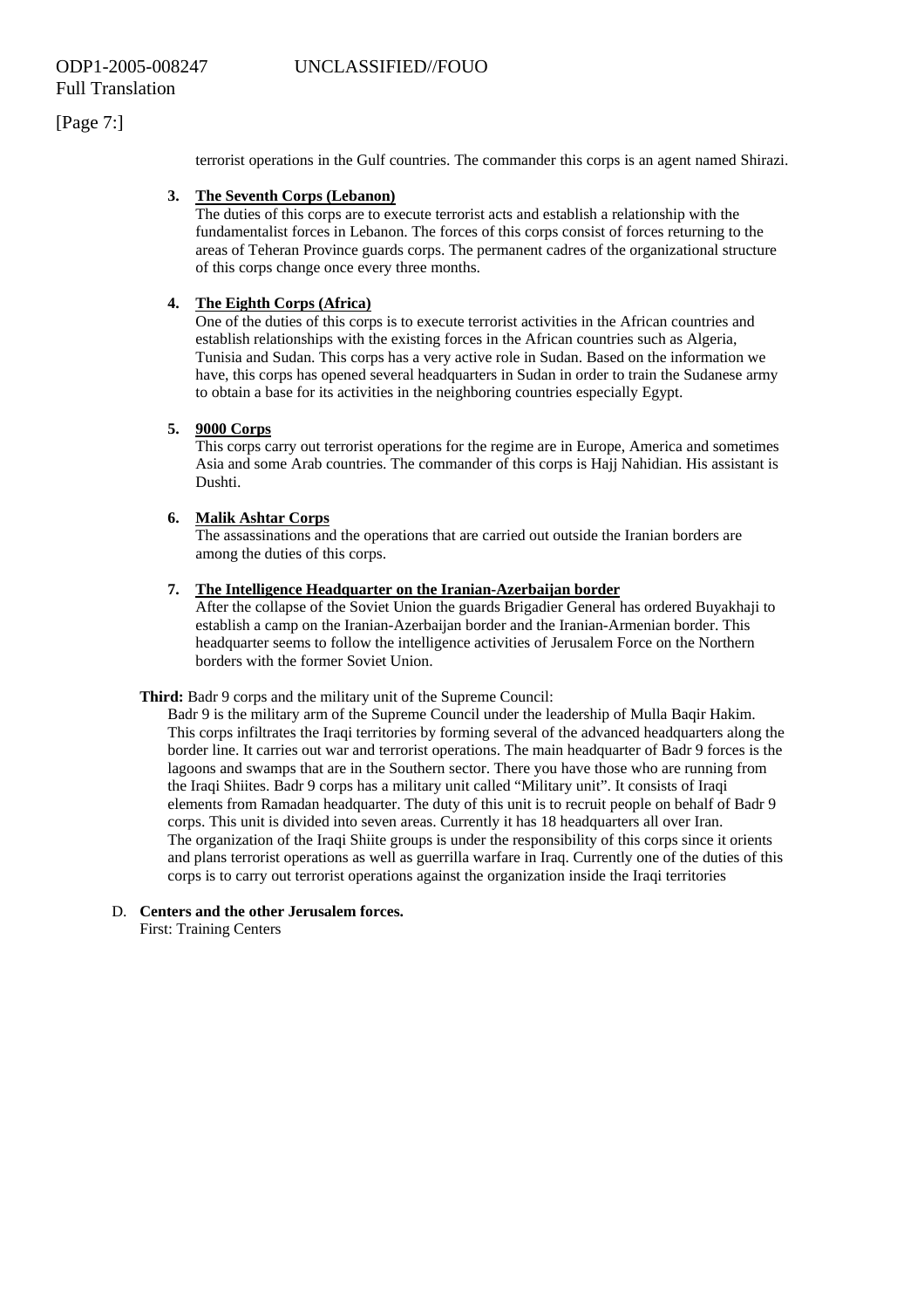terrorist operations in the Gulf countries. The commander this corps is an agent named Shirazi.

3. **The Seventh Corps (Lebanon)**
   The duties of this corps are to execute terrorist acts and establish a relationship with the fundamentalist forces in Lebanon. The forces of this corps consist of forces returning to the areas of Teheran Province guards corps. The permanent cadres of the organizational structure of this corps change once every three months.

4. **The Eighth Corps (Africa)**
   One of the duties of this corps is to execute terrorist activities in the African countries and establish relationships with the existing forces in the African countries such as Algeria, Tunisia and Sudan. This corps has a very active role in Sudan. Based on the information we have, this corps has opened several headquarters in Sudan in order to train the Sudanese army to obtain a base for its activities in the neighboring countries especially Egypt.

5. **9000 Corps**
   This corps carry out terrorist operations for the regime are in Europe, America and sometimes Asia and some Arab countries. The commander of this corps is Hajj Nahidian. His assistant is Dushti.

6. **Malik Ashtar Corps**
   The assassinations and the operations that are carried out outside the Iranian borders are among the duties of this corps.

7. **The Intelligence Headquarter on the Iranian-Azerbaijan border**
   After the collapse of the Soviet Union the guards Brigadier General has ordered Buyakhaji to establish a camp on the Iranian-Azerbaijan border and the Iranian-Armenian border. This headquarter seems to follow the intelligence activities of Jerusalem Force on the Northern borders with the former Soviet Union.

**Third:** Badr 9 corps and the military unit of the Supreme Council:

Badr 9 is the military arm of the Supreme Council under the leadership of Mulla Baqir Hakim. This corps infiltrates the Iraqi territories by forming several of the advanced headquarters along the border line. It carries out war and terrorist operations. The main headquarter of Badr 9 forces is the lagoons and swamps that are in the Southern sector. There you have those who are running from the Iraqi Shiites. Badr 9 corps has a military unit called "Military unit". It consists of Iraqi elements from Ramadan headquarter. The duty of this unit is to recruit people on behalf of Badr 9 corps. This unit is divided into seven areas. Currently it has 18 headquarters all over Iran. The organization of the Iraqi Shiite groups is under the responsibility of this corps since it orients and plans terrorist operations as well as guerrilla warfare in Iraq. Currently one of the duties of this corps is to carry out terrorist operations against the organization inside the Iraqi territories

D. **Centers and the other Jerusalem forces.**
   First: Training Centers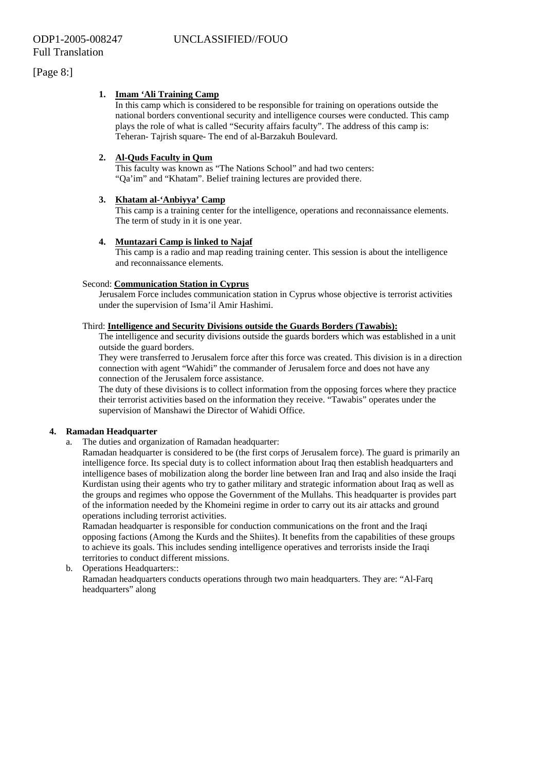[Page 8:]

1. **Imam 'Ali Training Camp**
   In this camp which is considered to be responsible for training on operations outside the national borders conventional security and intelligence courses were conducted. This camp plays the role of what is called "Security affairs faculty". The address of this camp is: Teheran- Tajrish square- The end of al-Barzakuh Boulevard.

2. **Al-Quds Faculty in Qum**
   This faculty was known as "The Nations School" and had two centers: "Qa'im" and "Khatam". Belief training lectures are provided there.

3. **Khatam al-'Anbiyya' Camp**
   This camp is a training center for the intelligence, operations and reconnaissance elements. The term of study in it is one year.

4. **Muntazari Camp is linked to Najaf**
   This camp is a radio and map reading training center. This session is about the intelligence and reconnaissance elements.

Second: **Communication Station in Cyprus**

Jerusalem Force includes communication station in Cyprus whose objective is terrorist activities under the supervision of Isma'il Amir Hashimi.

Third: **Intelligence and Security Divisions outside the Guards Borders (Tawabis):**

The intelligence and security divisions outside the guards borders which was established in a unit outside the guard borders.

They were transferred to Jerusalem force after this force was created. This division is in a direction connection with agent "Wahidi" the commander of Jerusalem force and does not have any connection of the Jerusalem force assistance.

The duty of these divisions is to collect information from the opposing forces where they practice their terrorist activities based on the information they receive. "Tawabis" operates under the supervision of Manshawi the Director of Wahidi Office.

**4. Ramadan Headquarter**

a. The duties and organization of Ramadan headquarter:

Ramadan headquarter is considered to be (the first corps of Jerusalem force). The guard is primarily an intelligence force. Its special duty is to collect information about Iraq then establish headquarters and intelligence bases of mobilization along the border line between Iran and Iraq and also inside the Iraqi Kurdistan using their agents who try to gather military and strategic information about Iraq as well as the groups and regimes who oppose the Government of the Mullahs. This headquarter is provides part of the information needed by the Khomeini regime in order to carry out its air attacks and ground operations including terrorist activities.

Ramadan headquarter is responsible for conduction communications on the front and the Iraqi opposing factions (Among the Kurds and the Shiites). It benefits from the capabilities of these groups to achieve its goals. This includes sending intelligence operatives and terrorists inside the Iraqi territories to conduct different missions.

b. Operations Headquarters::

Ramadan headquarters conducts operations through two main headquarters. They are: "Al-Farq headquarters" along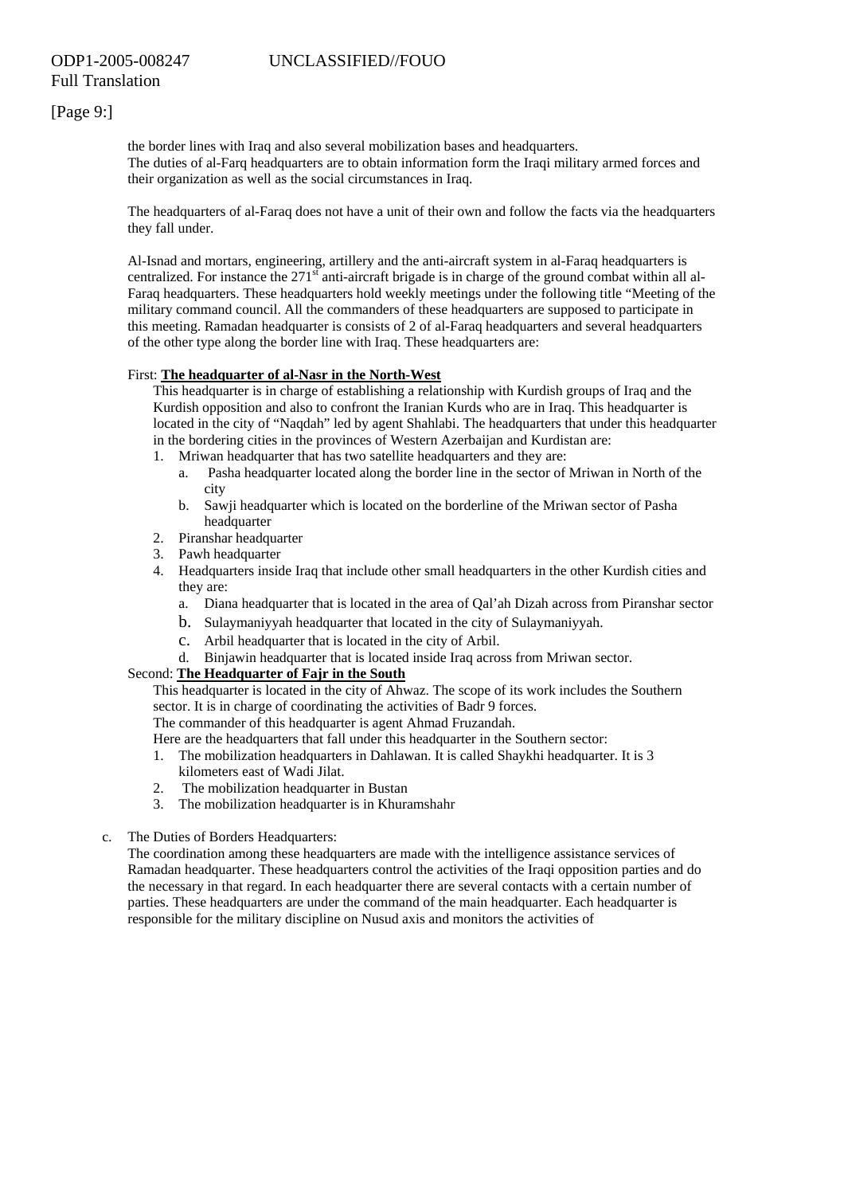[Page 9:]

the border lines with Iraq and also several mobilization bases and headquarters.
The duties of al-Farq headquarters are to obtain information form the Iraqi military armed forces and their organization as well as the social circumstances in Iraq.

The headquarters of al-Faraq does not have a unit of their own and follow the facts via the headquarters they fall under.

Al-Isnad and mortars, engineering, artillery and the anti-aircraft system in al-Faraq headquarters is centralized. For instance the 271st anti-aircraft brigade is in charge of the ground combat within all al-Faraq headquarters. These headquarters hold weekly meetings under the following title "Meeting of the military command council. All the commanders of these headquarters are supposed to participate in this meeting. Ramadan headquarter is consists of 2 of al-Faraq headquarters and several headquarters of the other type along the border line with Iraq. These headquarters are:

First: **The headquarter of al-Nasr in the North-West**

This headquarter is in charge of establishing a relationship with Kurdish groups of Iraq and the Kurdish opposition and also to confront the Iranian Kurds who are in Iraq. This headquarter is located in the city of "Naqdah" led by agent Shahlabi. The headquarters that under this headquarter in the bordering cities in the provinces of Western Azerbaijan and Kurdistan are:

1. Mriwan headquarter that has two satellite headquarters and they are:
   a. Pasha headquarter located along the border line in the sector of Mriwan in North of the city
   b. Sawji headquarter which is located on the borderline of the Mriwan sector of Pasha headquarter
2. Piranshar headquarter
3. Pawh headquarter
4. Headquarters inside Iraq that include other small headquarters in the other Kurdish cities and they are:
   a. Diana headquarter that is located in the area of Qal'ah Dizah across from Piranshar sector
   b. Sulaymaniyyah headquarter that located in the city of Sulaymaniyyah.
   c. Arbil headquarter that is located in the city of Arbil.
   d. Binjawin headquarter that is located inside Iraq across from Mriwan sector.

Second: **The Headquarter of Fajr in the South**

This headquarter is located in the city of Ahwaz. The scope of its work includes the Southern sector. It is in charge of coordinating the activities of Badr 9 forces.
The commander of this headquarter is agent Ahmad Fruzandah.
Here are the headquarters that fall under this headquarter in the Southern sector:

1. The mobilization headquarters in Dahlawan. It is called Shaykhi headquarter. It is 3 kilometers east of Wadi Jilat.
2. The mobilization headquarter in Bustan
3. The mobilization headquarter is in Khuramshahr

c. The Duties of Borders Headquarters:

The coordination among these headquarters are made with the intelligence assistance services of Ramadan headquarter. These headquarters control the activities of the Iraqi opposition parties and do the necessary in that regard. In each headquarter there are several contacts with a certain number of parties. These headquarters are under the command of the main headquarter. Each headquarter is responsible for the military discipline on Nusud axis and monitors the activities of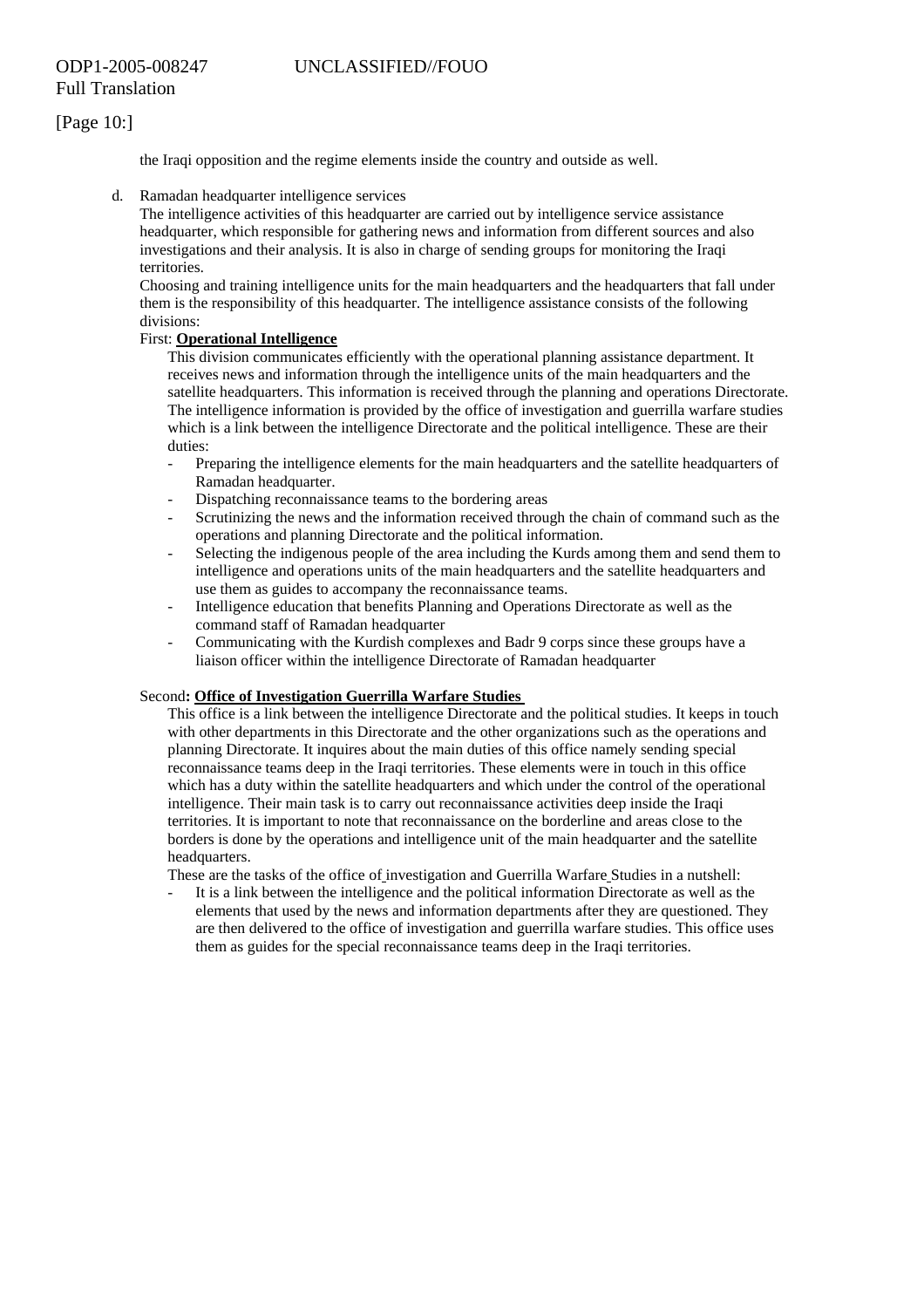[Page 10:]

the Iraqi opposition and the regime elements inside the country and outside as well.

d. Ramadan headquarter intelligence services

The intelligence activities of this headquarter are carried out by intelligence service assistance headquarter, which responsible for gathering news and information from different sources and also investigations and their analysis. It is also in charge of sending groups for monitoring the Iraqi territories.

Choosing and training intelligence units for the main headquarters and the headquarters that fall under them is the responsibility of this headquarter. The intelligence assistance consists of the following divisions:

First: **Operational Intelligence**

This division communicates efficiently with the operational planning assistance department. It receives news and information through the intelligence units of the main headquarters and the satellite headquarters. This information is received through the planning and operations Directorate. The intelligence information is provided by the office of investigation and guerrilla warfare studies which is a link between the intelligence Directorate and the political intelligence. These are their duties:

- Preparing the intelligence elements for the main headquarters and the satellite headquarters of Ramadan headquarter.
- Dispatching reconnaissance teams to the bordering areas
- Scrutinizing the news and the information received through the chain of command such as the operations and planning Directorate and the political information.
- Selecting the indigenous people of the area including the Kurds among them and send them to intelligence and operations units of the main headquarters and the satellite headquarters and use them as guides to accompany the reconnaissance teams.
- Intelligence education that benefits Planning and Operations Directorate as well as the command staff of Ramadan headquarter
- Communicating with the Kurdish complexes and Badr 9 corps since these groups have a liaison officer within the intelligence Directorate of Ramadan headquarter

Second**: Office of Investigation Guerrilla Warfare Studies**

This office is a link between the intelligence Directorate and the political studies. It keeps in touch with other departments in this Directorate and the other organizations such as the operations and planning Directorate. It inquires about the main duties of this office namely sending special reconnaissance teams deep in the Iraqi territories. These elements were in touch in this office which has a duty within the satellite headquarters and which under the control of the operational intelligence. Their main task is to carry out reconnaissance activities deep inside the Iraqi territories. It is important to note that reconnaissance on the borderline and areas close to the borders is done by the operations and intelligence unit of the main headquarter and the satellite headquarters.

These are the tasks of the office of investigation and Guerrilla Warfare Studies in a nutshell:

- It is a link between the intelligence and the political information Directorate as well as the elements that used by the news and information departments after they are questioned. They are then delivered to the office of investigation and guerrilla warfare studies. This office uses them as guides for the special reconnaissance teams deep in the Iraqi territories.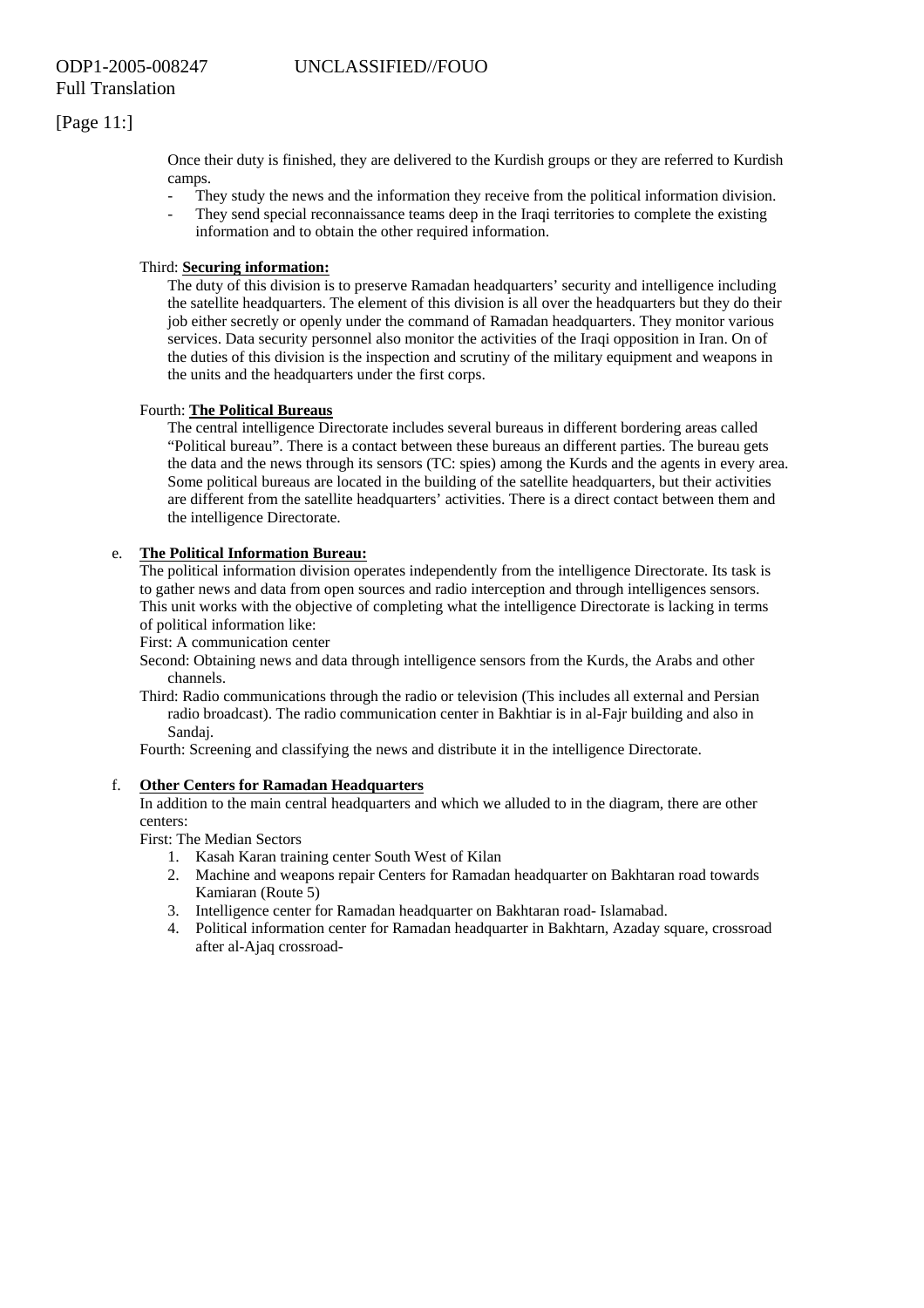Once their duty is finished, they are delivered to the Kurdish groups or they are referred to Kurdish camps.

- They study the news and the information they receive from the political information division.
- They send special reconnaissance teams deep in the Iraqi territories to complete the existing information and to obtain the other required information.

Third: **Securing information:**

The duty of this division is to preserve Ramadan headquarters' security and intelligence including the satellite headquarters. The element of this division is all over the headquarters but they do their job either secretly or openly under the command of Ramadan headquarters. They monitor various services. Data security personnel also monitor the activities of the Iraqi opposition in Iran. On of the duties of this division is the inspection and scrutiny of the military equipment and weapons in the units and the headquarters under the first corps.

Fourth: **The Political Bureaus**

The central intelligence Directorate includes several bureaus in different bordering areas called "Political bureau". There is a contact between these bureaus an different parties. The bureau gets the data and the news through its sensors (TC: spies) among the Kurds and the agents in every area. Some political bureaus are located in the building of the satellite headquarters, but their activities are different from the satellite headquarters' activities. There is a direct contact between them and the intelligence Directorate.

e. **The Political Information Bureau:**

The political information division operates independently from the intelligence Directorate. Its task is to gather news and data from open sources and radio interception and through intelligences sensors. This unit works with the objective of completing what the intelligence Directorate is lacking in terms of political information like:

First: A communication center

Second: Obtaining news and data through intelligence sensors from the Kurds, the Arabs and other channels.

Third: Radio communications through the radio or television (This includes all external and Persian radio broadcast). The radio communication center in Bakhtiar is in al-Fajr building and also in Sandaj.

Fourth: Screening and classifying the news and distribute it in the intelligence Directorate.

f. **Other Centers for Ramadan Headquarters**

In addition to the main central headquarters and which we alluded to in the diagram, there are other centers:

First: The Median Sectors

1. Kasah Karan training center South West of Kilan
2. Machine and weapons repair Centers for Ramadan headquarter on Bakhtaran road towards Kamiaran (Route 5)
3. Intelligence center for Ramadan headquarter on Bakhtaran road- Islamabad.
4. Political information center for Ramadan headquarter in Bakhtarn, Azaday square, crossroad after al-Ajaq crossroad-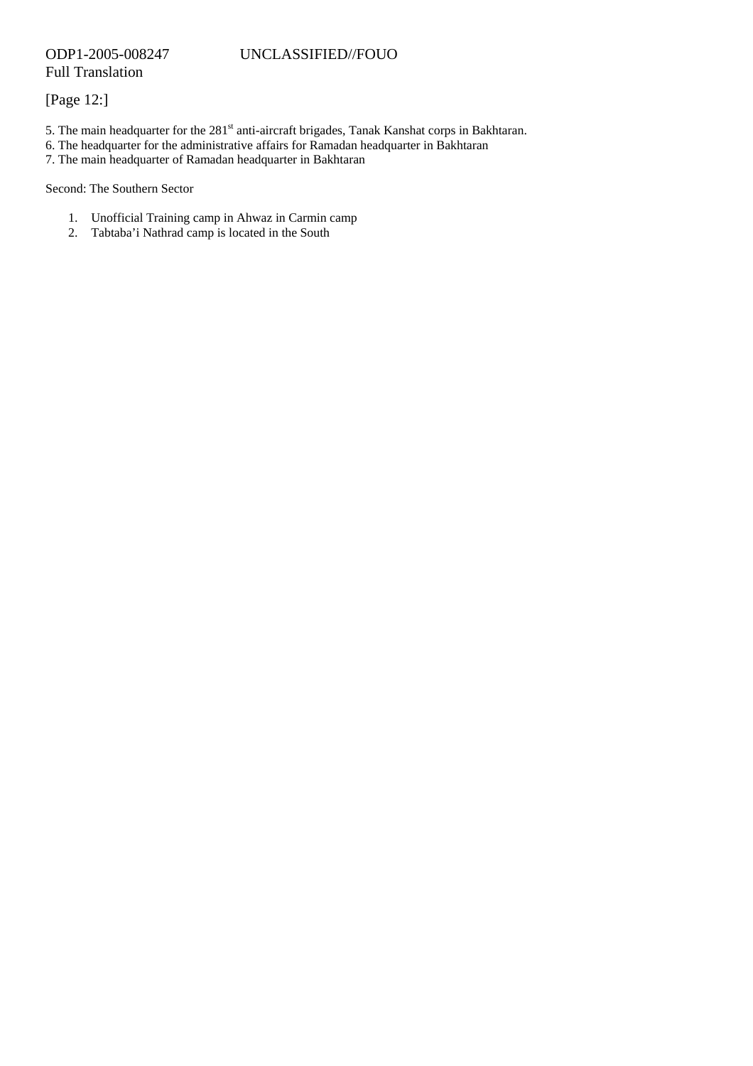[Page 12:]

5. The main headquarter for the 281st anti-aircraft brigades, Tanak Kanshat corps in Bakhtaran.
6. The headquarter for the administrative affairs for Ramadan headquarter in Bakhtaran
7. The main headquarter of Ramadan headquarter in Bakhtaran

Second: The Southern Sector

1. Unofficial Training camp in Ahwaz in Carmin camp
2. Tabtaba'i Nathrad camp is located in the South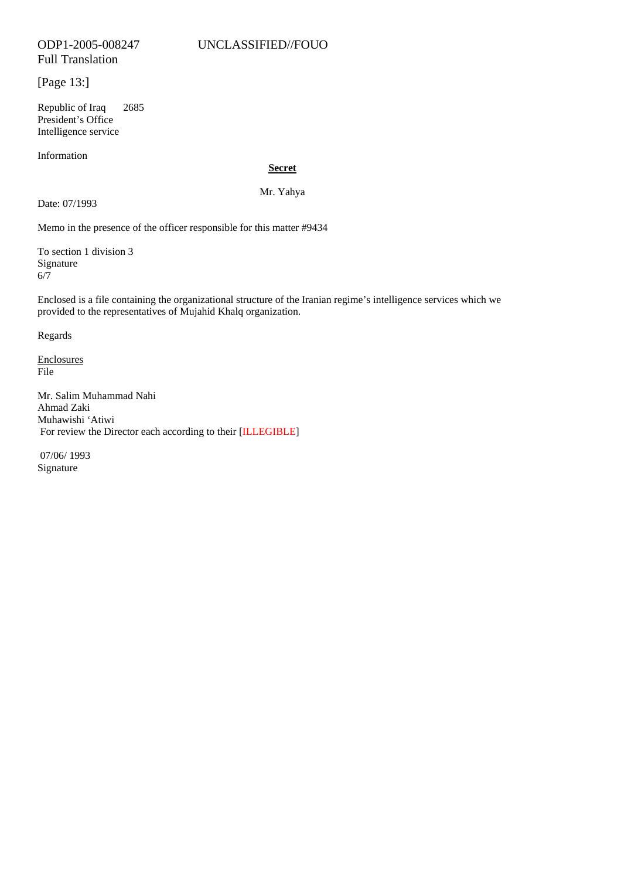[Page 13:]

Republic of Iraq 2685
President's Office
Intelligence service

Information

**Secret**

Mr. Yahya

Date: 07/1993

Memo in the presence of the officer responsible for this matter #9434

To section 1 division 3
Signature
6/7

Enclosed is a file containing the organizational structure of the Iranian regime's intelligence services which we provided to the representatives of Mujahid Khalq organization.

Regards

Enclosures
File

Mr. Salim Muhammad Nahi
Ahmad Zaki
Muhawishi 'Atiwi
For review the Director each according to their [ILLEGIBLE]

07/06/ 1993
Signature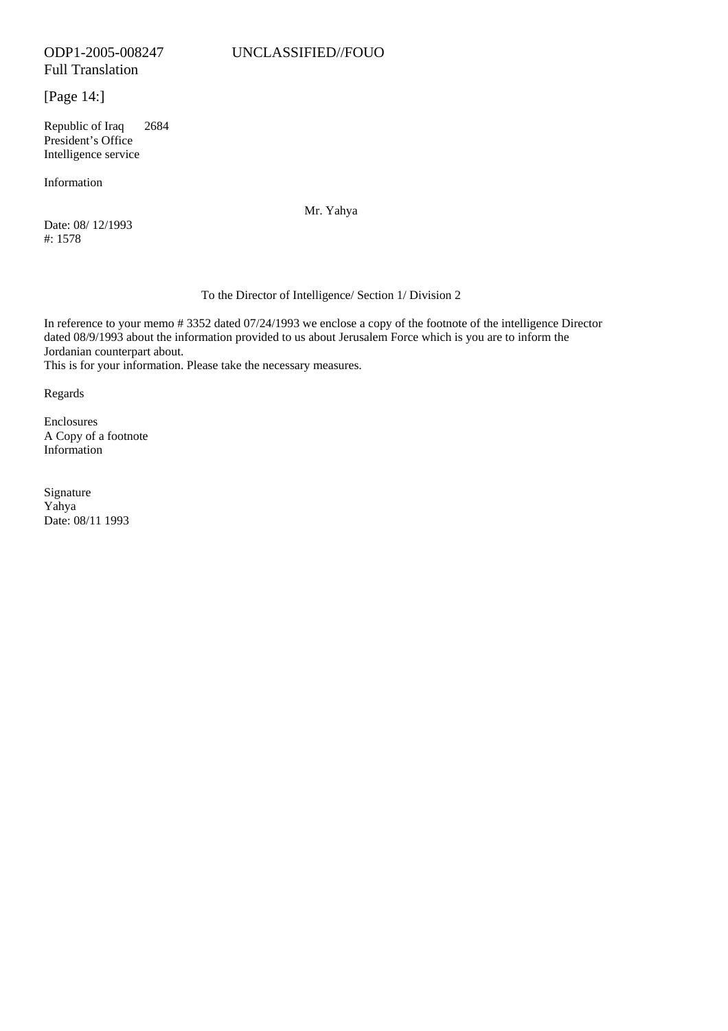ODP1-2005-008247 UNCLASSIFIED//FOUO
Full Translation

[Page 14:]

Republic of Iraq 2684
President's Office
Intelligence service

Information

Mr. Yahya

Date: 08/ 12/1993
#: 1578

To the Director of Intelligence/ Section 1/ Division 2

In reference to your memo # 3352 dated 07/24/1993 we enclose a copy of the footnote of the intelligence Director dated 08/9/1993 about the information provided to us about Jerusalem Force which is you are to inform the Jordanian counterpart about.
This is for your information. Please take the necessary measures.

Regards

Enclosures
A Copy of a footnote
Information

Signature
Yahya
Date: 08/11 1993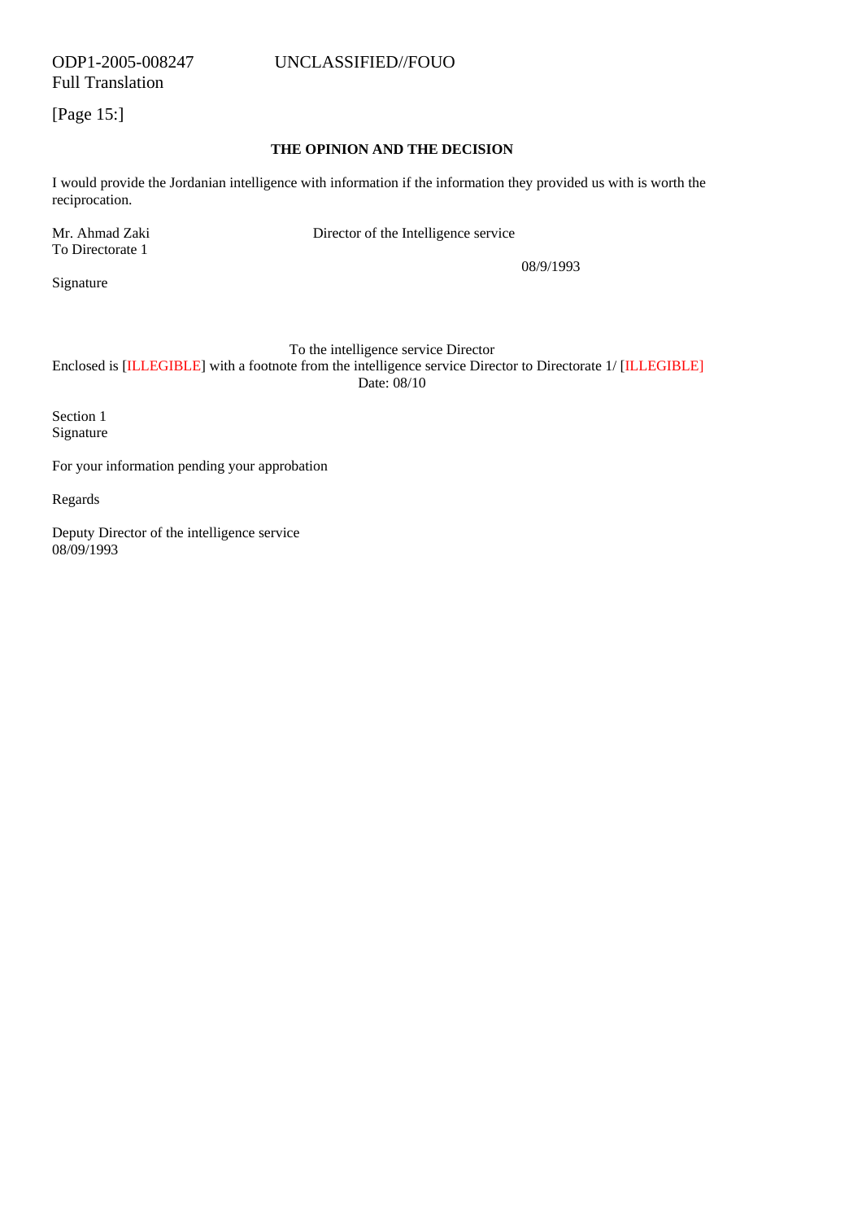ODP1-2005-008247 UNCLASSIFIED//FOUO
Full Translation

[Page 15:]

**THE OPINION AND THE DECISION**

I would provide the Jordanian intelligence with information if the information they provided us with is worth the reciprocation.

Mr. Ahmad Zaki
To Directorate 1

Director of the Intelligence service

08/9/1993

Signature

To the intelligence service Director
Enclosed is [ILLEGIBLE] with a footnote from the intelligence service Director to Directorate 1/ [ILLEGIBLE]
Date: 08/10

Section 1
Signature

For your information pending your approbation

Regards

Deputy Director of the intelligence service
08/09/1993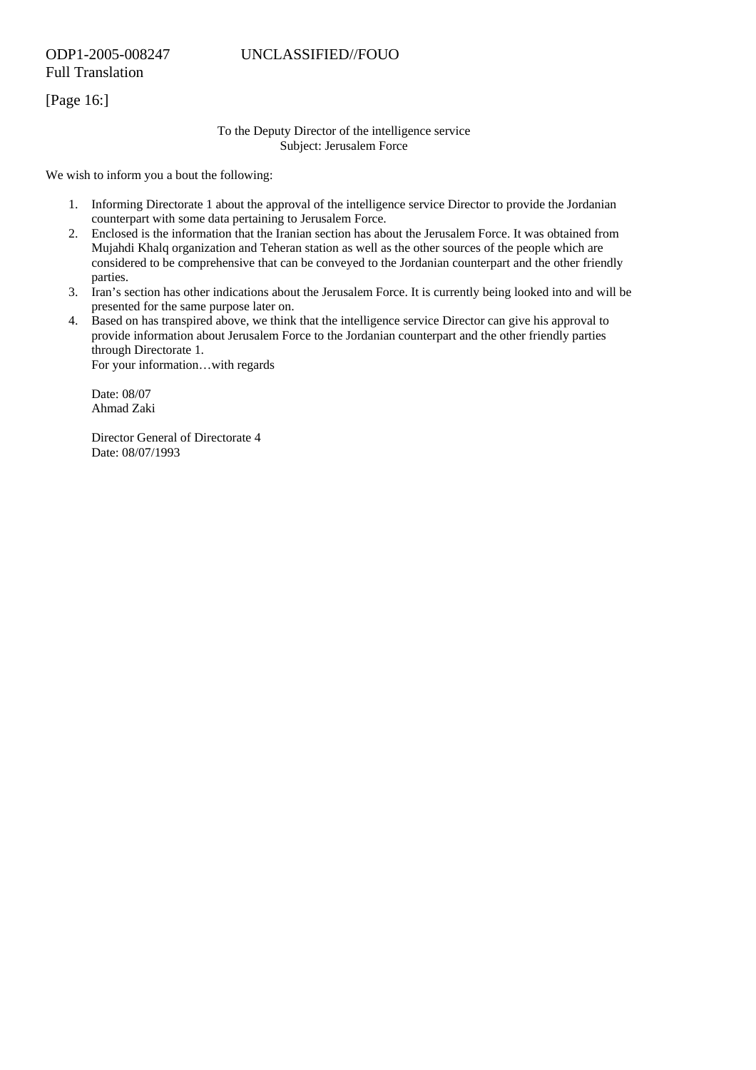ODP1-2005-008247 UNCLASSIFIED//FOUO
Full Translation

[Page 16:]

To the Deputy Director of the intelligence service
Subject: Jerusalem Force

We wish to inform you a bout the following:

1. Informing Directorate 1 about the approval of the intelligence service Director to provide the Jordanian counterpart with some data pertaining to Jerusalem Force.
2. Enclosed is the information that the Iranian section has about the Jerusalem Force. It was obtained from Mujahdi Khalq organization and Teheran station as well as the other sources of the people which are considered to be comprehensive that can be conveyed to the Jordanian counterpart and the other friendly parties.
3. Iran's section has other indications about the Jerusalem Force. It is currently being looked into and will be presented for the same purpose later on.
4. Based on has transpired above, we think that the intelligence service Director can give his approval to provide information about Jerusalem Force to the Jordanian counterpart and the other friendly parties through Directorate 1.
   For your information…with regards

   Date: 08/07
   Ahmad Zaki

   Director General of Directorate 4
   Date: 08/07/1993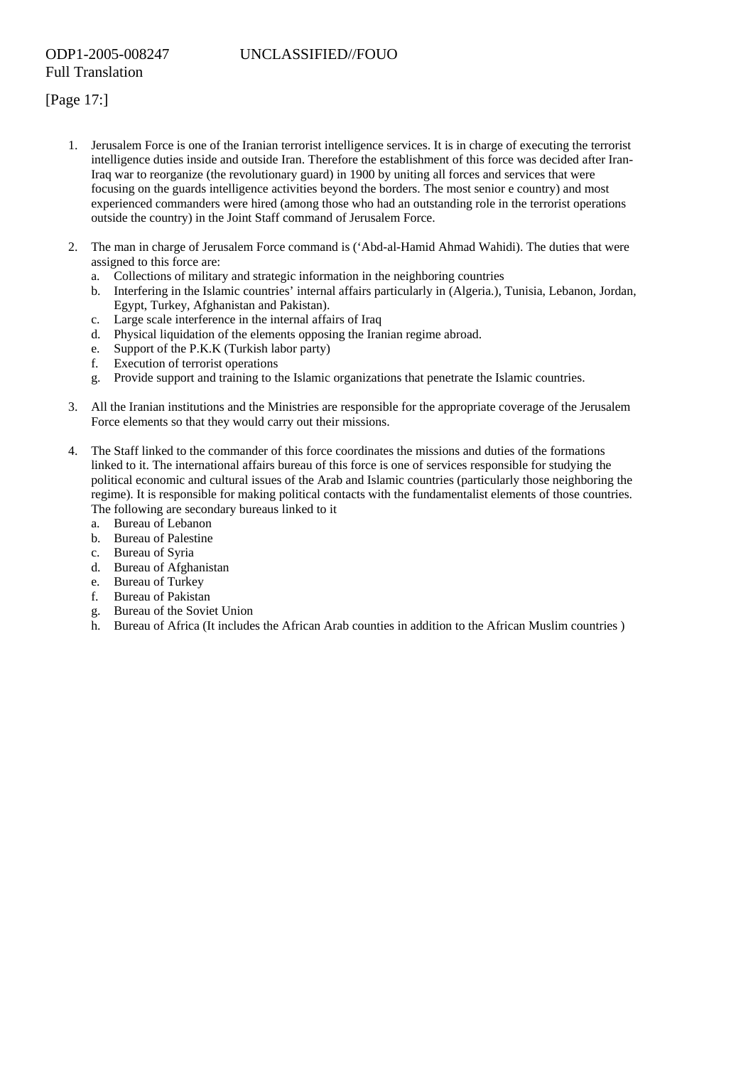ODP1-2005-008247 UNCLASSIFIED//FOUO
Full Translation

[Page 17:]

1. Jerusalem Force is one of the Iranian terrorist intelligence services. It is in charge of executing the terrorist intelligence duties inside and outside Iran. Therefore the establishment of this force was decided after Iran-Iraq war to reorganize (the revolutionary guard) in 1900 by uniting all forces and services that were focusing on the guards intelligence activities beyond the borders. The most senior e country) and most experienced commanders were hired (among those who had an outstanding role in the terrorist operations outside the country) in the Joint Staff command of Jerusalem Force.

2. The man in charge of Jerusalem Force command is ('Abd-al-Hamid Ahmad Wahidi). The duties that were assigned to this force are:
   a. Collections of military and strategic information in the neighboring countries
   b. Interfering in the Islamic countries' internal affairs particularly in (Algeria.), Tunisia, Lebanon, Jordan, Egypt, Turkey, Afghanistan and Pakistan).
   c. Large scale interference in the internal affairs of Iraq
   d. Physical liquidation of the elements opposing the Iranian regime abroad.
   e. Support of the P.K.K (Turkish labor party)
   f. Execution of terrorist operations
   g. Provide support and training to the Islamic organizations that penetrate the Islamic countries.

3. All the Iranian institutions and the Ministries are responsible for the appropriate coverage of the Jerusalem Force elements so that they would carry out their missions.

4. The Staff linked to the commander of this force coordinates the missions and duties of the formations linked to it. The international affairs bureau of this force is one of services responsible for studying the political economic and cultural issues of the Arab and Islamic countries (particularly those neighboring the regime). It is responsible for making political contacts with the fundamentalist elements of those countries. The following are secondary bureaus linked to it
   a. Bureau of Lebanon
   b. Bureau of Palestine
   c. Bureau of Syria
   d. Bureau of Afghanistan
   e. Bureau of Turkey
   f. Bureau of Pakistan
   g. Bureau of the Soviet Union
   h. Bureau of Africa (It includes the African Arab counties in addition to the African Muslim countries )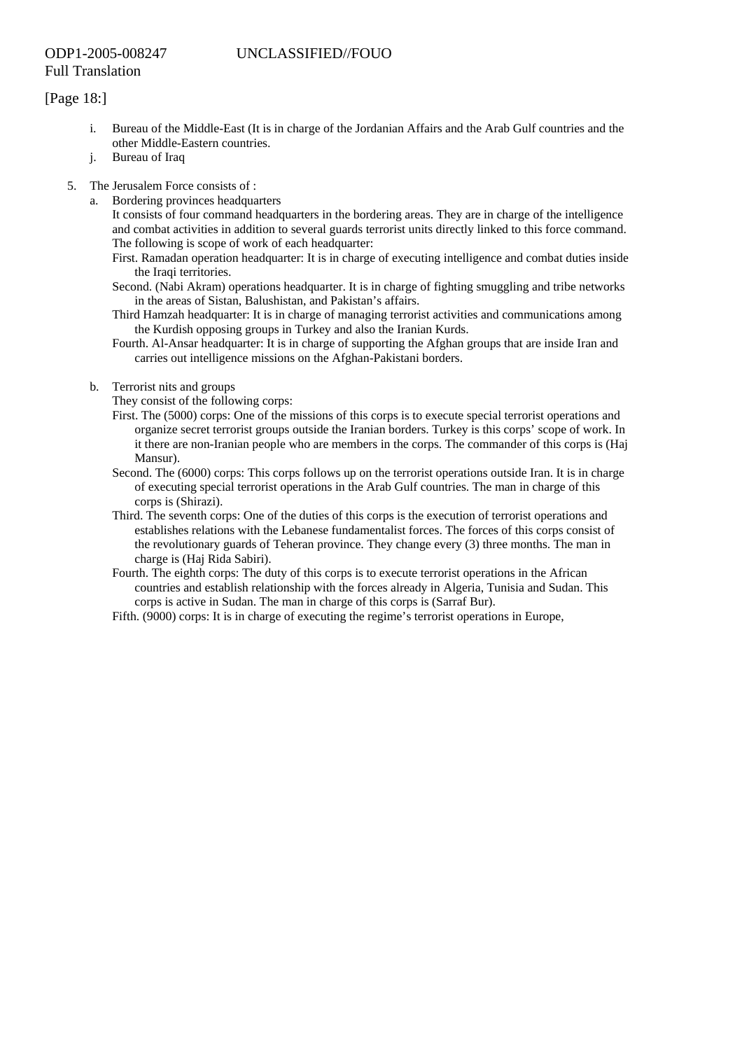ODP1-2005-008247 UNCLASSIFIED//FOUO
Full Translation

[Page 18:]

i. Bureau of the Middle-East (It is in charge of the Jordanian Affairs and the Arab Gulf countries and the other Middle-Eastern countries.
j. Bureau of Iraq

5. The Jerusalem Force consists of :
   a. Bordering provinces headquarters
      It consists of four command headquarters in the bordering areas. They are in charge of the intelligence and combat activities in addition to several guards terrorist units directly linked to this force command. The following is scope of work of each headquarter:
      First. Ramadan operation headquarter: It is in charge of executing intelligence and combat duties inside the Iraqi territories.
      Second. (Nabi Akram) operations headquarter. It is in charge of fighting smuggling and tribe networks in the areas of Sistan, Balushistan, and Pakistan's affairs.
      Third Hamzah headquarter: It is in charge of managing terrorist activities and communications among the Kurdish opposing groups in Turkey and also the Iranian Kurds.
      Fourth. Al-Ansar headquarter: It is in charge of supporting the Afghan groups that are inside Iran and carries out intelligence missions on the Afghan-Pakistani borders.

   b. Terrorist nits and groups
      They consist of the following corps:
      First. The (5000) corps: One of the missions of this corps is to execute special terrorist operations and organize secret terrorist groups outside the Iranian borders. Turkey is this corps' scope of work. In it there are non-Iranian people who are members in the corps. The commander of this corps is (Haj Mansur).
      Second. The (6000) corps: This corps follows up on the terrorist operations outside Iran. It is in charge of executing special terrorist operations in the Arab Gulf countries. The man in charge of this corps is (Shirazi).
      Third. The seventh corps: One of the duties of this corps is the execution of terrorist operations and establishes relations with the Lebanese fundamentalist forces. The forces of this corps consist of the revolutionary guards of Teheran province. They change every (3) three months. The man in charge is (Haj Rida Sabiri).
      Fourth. The eighth corps: The duty of this corps is to execute terrorist operations in the African countries and establish relationship with the forces already in Algeria, Tunisia and Sudan. This corps is active in Sudan. The man in charge of this corps is (Sarraf Bur).
      Fifth. (9000) corps: It is in charge of executing the regime's terrorist operations in Europe,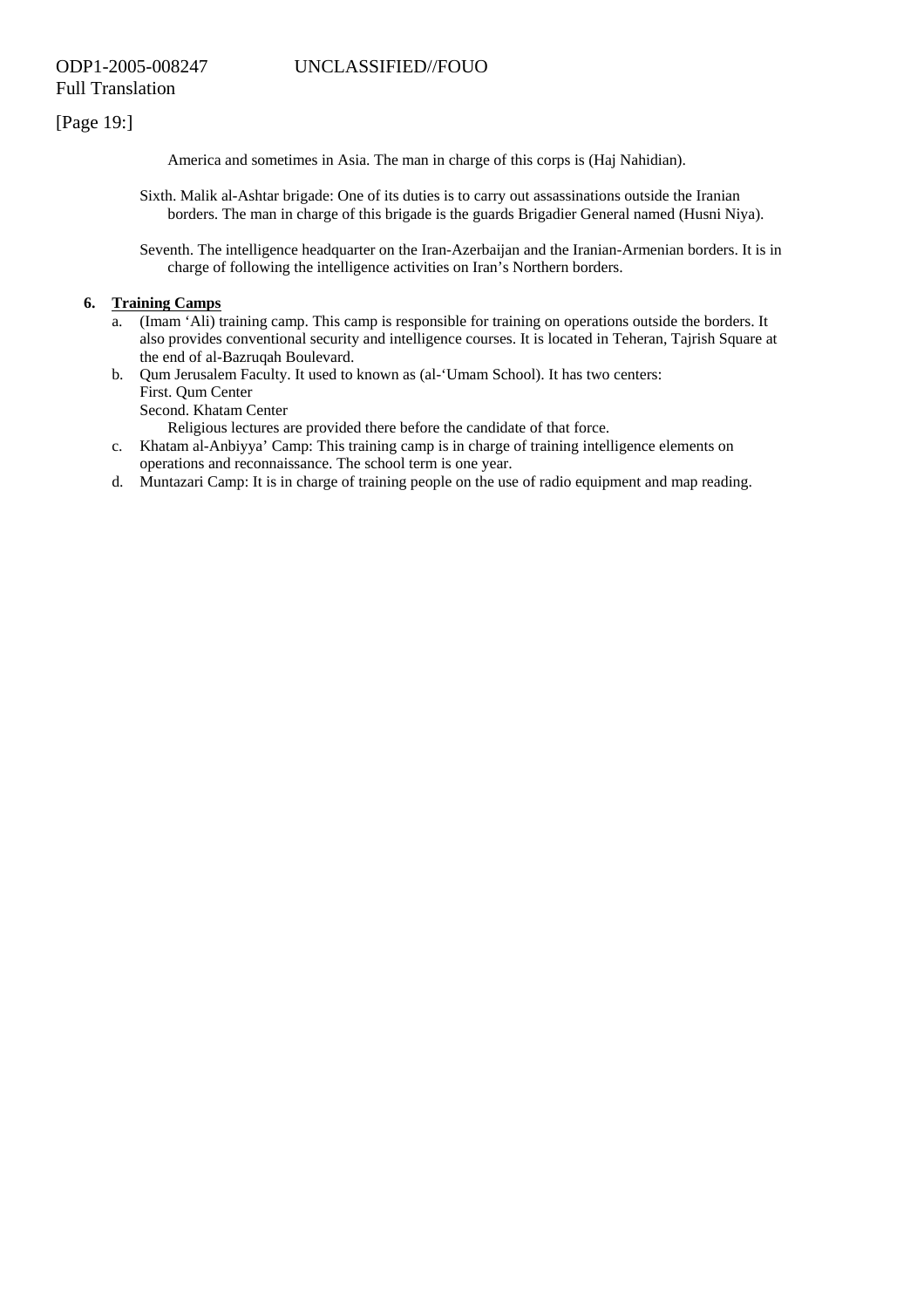[Page 19:]

America and sometimes in Asia. The man in charge of this corps is (Haj Nahidian).

Sixth. Malik al-Ashtar brigade: One of its duties is to carry out assassinations outside the Iranian borders. The man in charge of this brigade is the guards Brigadier General named (Husni Niya).

Seventh. The intelligence headquarter on the Iran-Azerbaijan and the Iranian-Armenian borders. It is in charge of following the intelligence activities on Iran's Northern borders.

**6. Training Camps**

a. (Imam 'Ali) training camp. This camp is responsible for training on operations outside the borders. It also provides conventional security and intelligence courses. It is located in Teheran, Tajrish Square at the end of al-Bazruqah Boulevard.

b. Qum Jerusalem Faculty. It used to known as (al-'Umam School). It has two centers:
First. Qum Center
Second. Khatam Center
Religious lectures are provided there before the candidate of that force.

c. Khatam al-Anbiyya' Camp: This training camp is in charge of training intelligence elements on operations and reconnaissance. The school term is one year.

d. Muntazari Camp: It is in charge of training people on the use of radio equipment and map reading.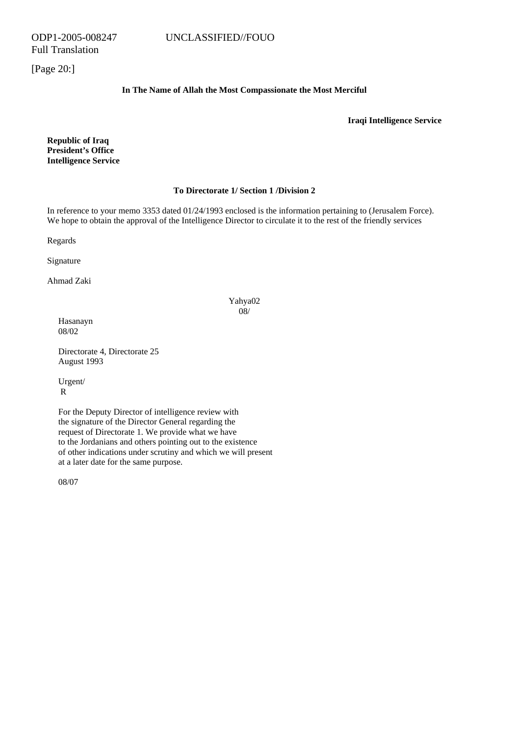ODP1-2005-008247 UNCLASSIFIED//FOUO
Full Translation

[Page 20:]

**In The Name of Allah the Most Compassionate the Most Merciful**

**Iraqi Intelligence Service**

**Republic of Iraq**
**President's Office**
**Intelligence Service**

**To Directorate 1/ Section 1 /Division 2**

In reference to your memo 3353 dated 01/24/1993 enclosed is the information pertaining to (Jerusalem Force). We hope to obtain the approval of the Intelligence Director to circulate it to the rest of the friendly services

Regards

Signature

Ahmad Zaki

Yahya02
08/

Hasanayn
08/02

Directorate 4, Directorate 25
August 1993

Urgent/
R

For the Deputy Director of intelligence review with the signature of the Director General regarding the request of Directorate 1. We provide what we have to the Jordanians and others pointing out to the existence of other indications under scrutiny and which we will present at a later date for the same purpose.

08/07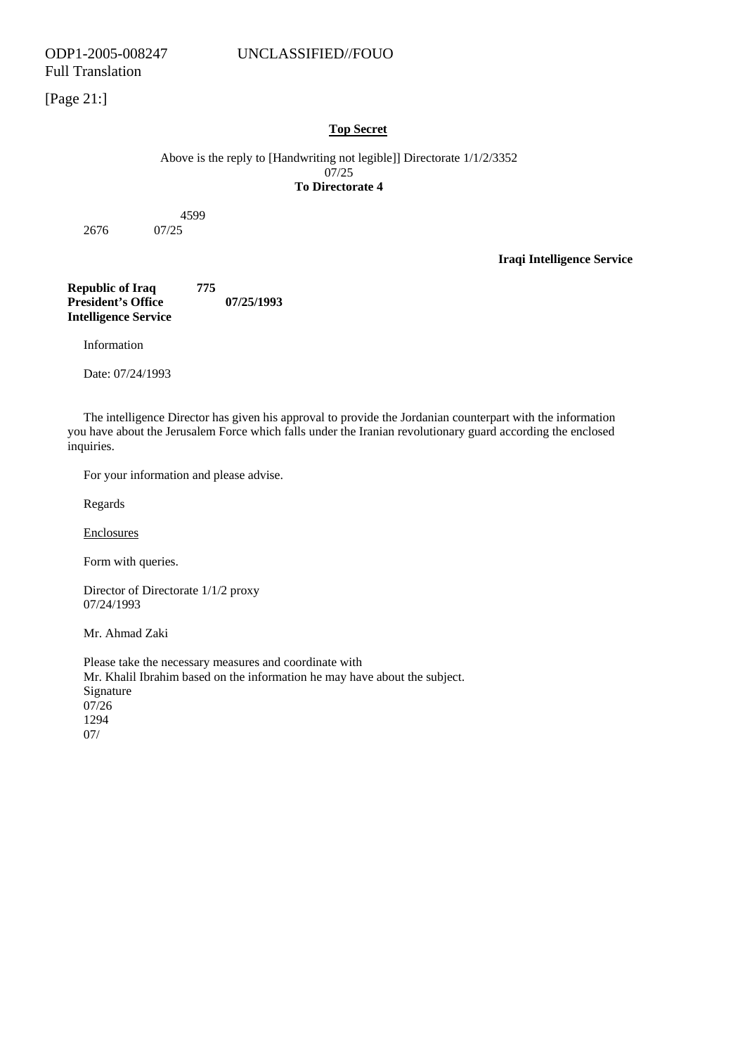[Page 21:]

**Top Secret**

Above is the reply to [Handwriting not legible]] Directorate 1/1/2/3352
07/25
**To Directorate 4**

4599
2676 07/25

**Iraqi Intelligence Service**

**Republic of Iraq** **775**
**President's Office** **07/25/1993**
**Intelligence Service**

Information

Date: 07/24/1993

The intelligence Director has given his approval to provide the Jordanian counterpart with the information you have about the Jerusalem Force which falls under the Iranian revolutionary guard according the enclosed inquiries.

For your information and please advise.

Regards

Enclosures

Form with queries.

Director of Directorate 1/1/2 proxy
07/24/1993

Mr. Ahmad Zaki

Please take the necessary measures and coordinate with
Mr. Khalil Ibrahim based on the information he may have about the subject.
Signature
07/26
1294
07/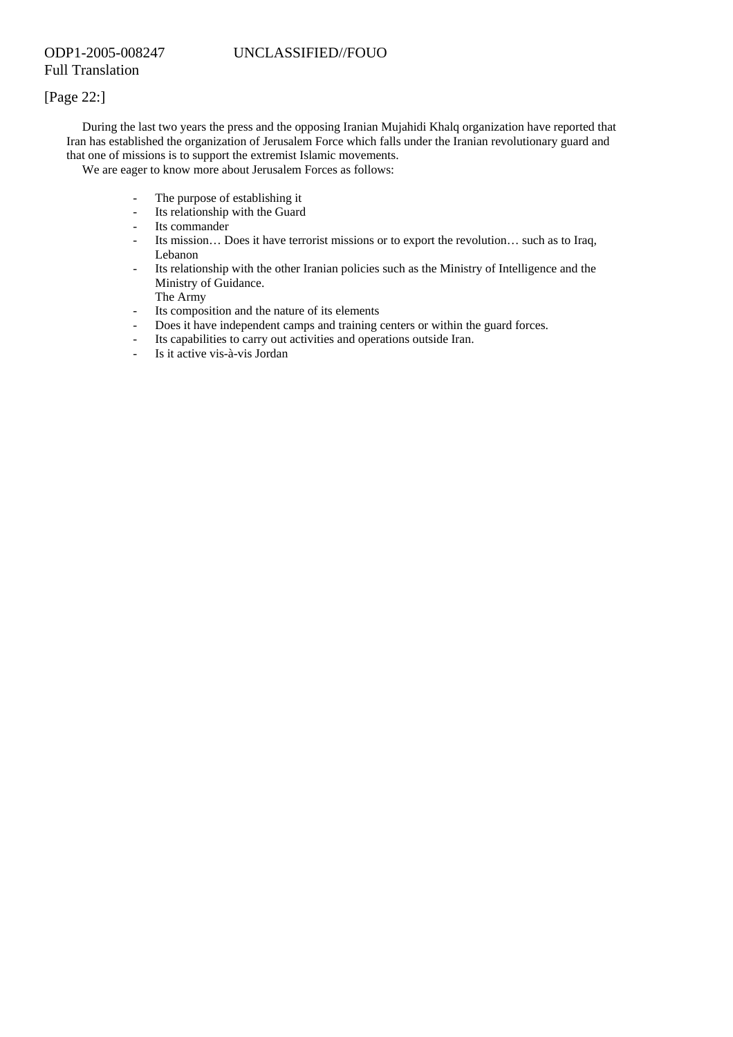[Page 22:]

During the last two years the press and the opposing Iranian Mujahidi Khalq organization have reported that Iran has established the organization of Jerusalem Force which falls under the Iranian revolutionary guard and that one of missions is to support the extremist Islamic movements.

We are eager to know more about Jerusalem Forces as follows:

- The purpose of establishing it
- Its relationship with the Guard
- Its commander
- Its mission… Does it have terrorist missions or to export the revolution… such as to Iraq, Lebanon
- Its relationship with the other Iranian policies such as the Ministry of Intelligence and the Ministry of Guidance.
  The Army
- Its composition and the nature of its elements
- Does it have independent camps and training centers or within the guard forces.
- Its capabilities to carry out activities and operations outside Iran.
- Is it active vis-à-vis Jordan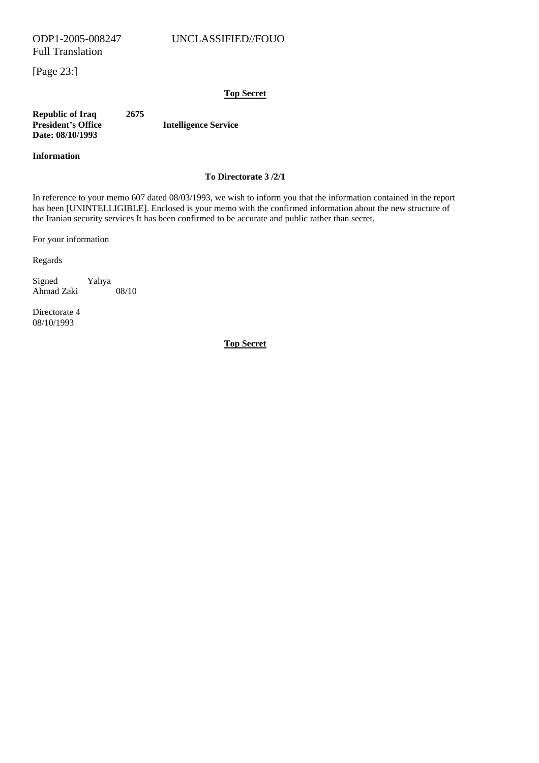[Page 23:]

**Top Secret**

**Republic of Iraq** **2675**
**President's Office** **Intelligence Service**
**Date: 08/10/1993**

**Information**

**To Directorate 3 /2/1**

In reference to your memo 607 dated 08/03/1993, we wish to inform you that the information contained in the report has been [UNINTELLIGIBLE]. Enclosed is your memo with the confirmed information about the new structure of the Iranian security services It has been confirmed to be accurate and public rather than secret.

For your information

Regards

Signed Yahya
Ahmad Zaki 08/10

Directorate 4
08/10/1993

**Top Secret**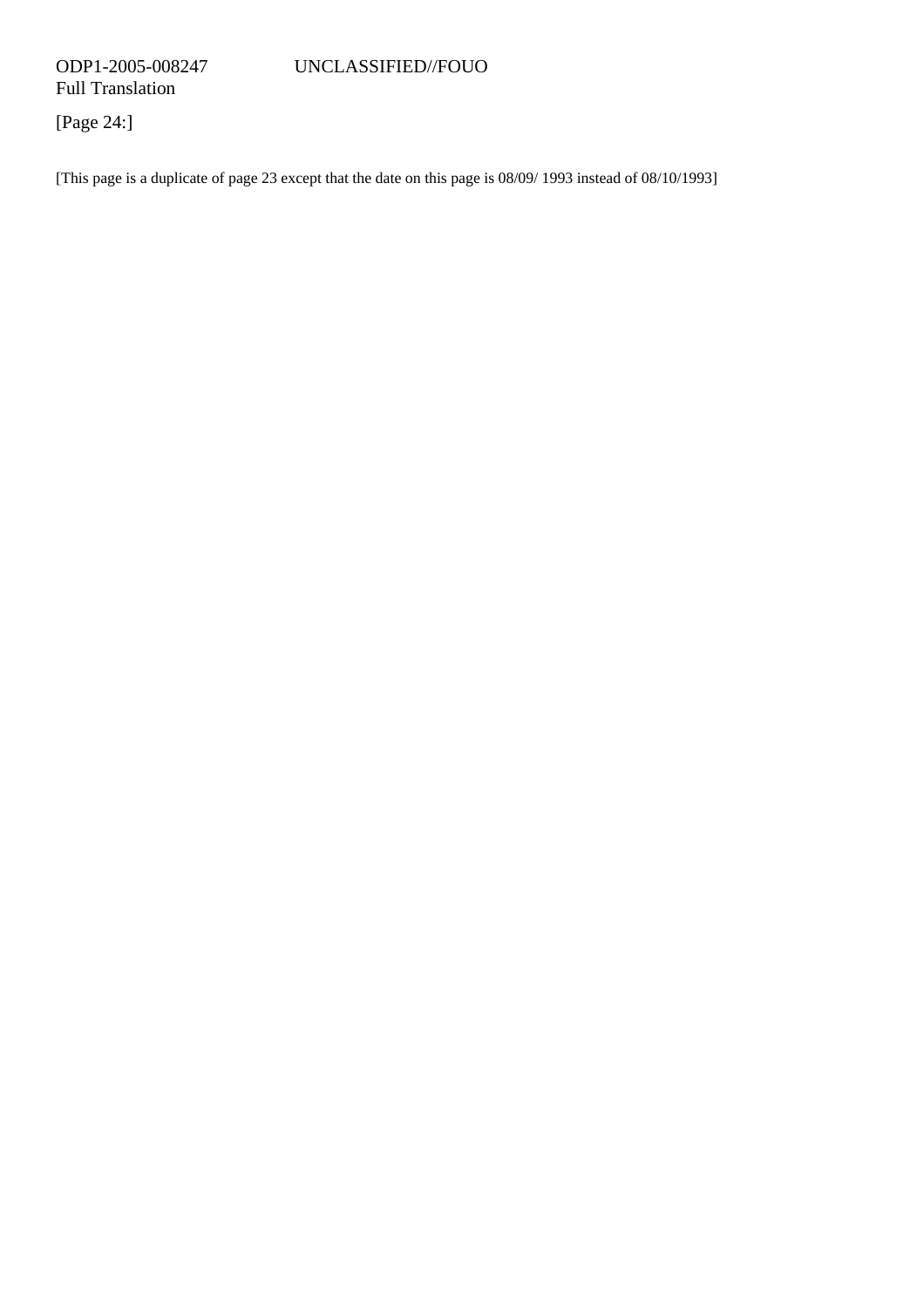[Page 24:]

[This page is a duplicate of page 23 except that the date on this page is 08/09/ 1993 instead of 08/10/1993]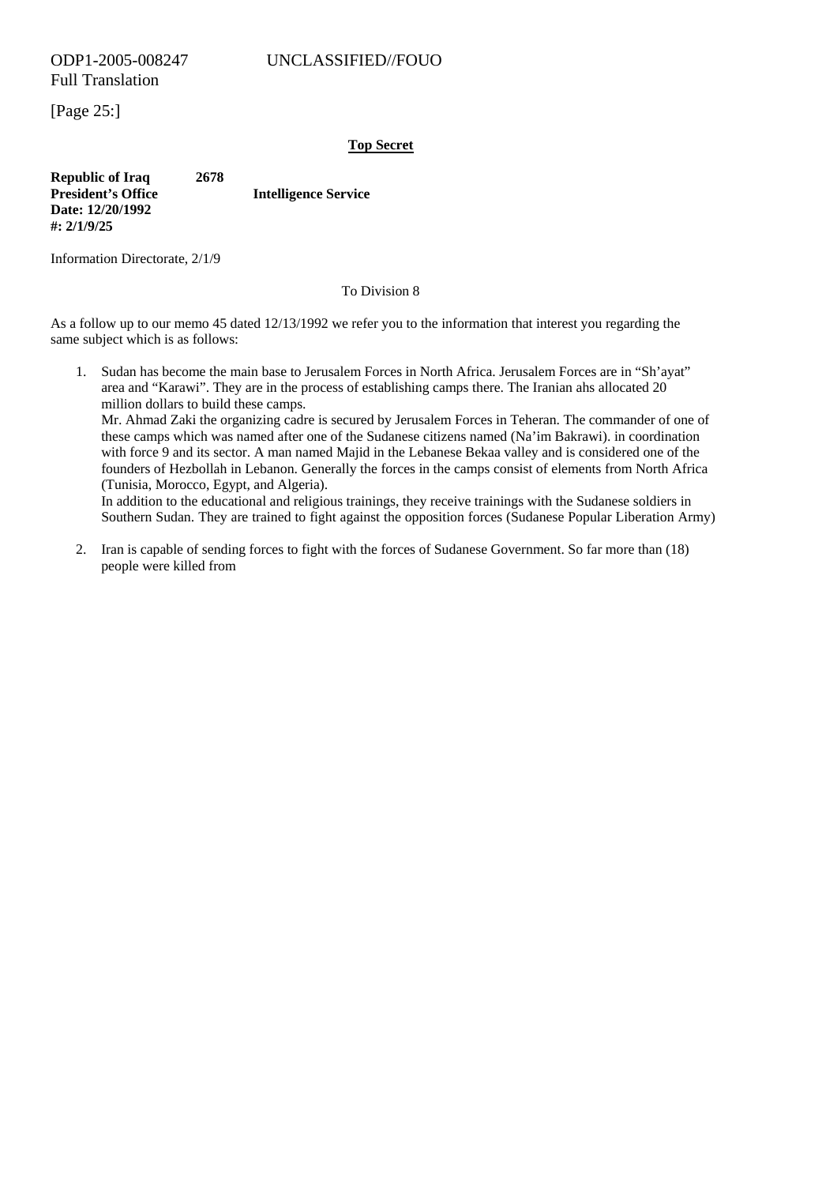[Page 25:]

**Top Secret**

**Republic of Iraq** **2678**
**President's Office** **Intelligence Service**
**Date: 12/20/1992**
**#: 2/1/9/25**

Information Directorate, 2/1/9

To Division 8

As a follow up to our memo 45 dated 12/13/1992 we refer you to the information that interest you regarding the same subject which is as follows:

1. Sudan has become the main base to Jerusalem Forces in North Africa. Jerusalem Forces are in "Sh'ayat" area and "Karawi". They are in the process of establishing camps there. The Iranian ahs allocated 20 million dollars to build these camps.
   Mr. Ahmad Zaki the organizing cadre is secured by Jerusalem Forces in Teheran. The commander of one of these camps which was named after one of the Sudanese citizens named (Na'im Bakrawi). in coordination with force 9 and its sector. A man named Majid in the Lebanese Bekaa valley and is considered one of the founders of Hezbollah in Lebanon. Generally the forces in the camps consist of elements from North Africa (Tunisia, Morocco, Egypt, and Algeria).
   In addition to the educational and religious trainings, they receive trainings with the Sudanese soldiers in Southern Sudan. They are trained to fight against the opposition forces (Sudanese Popular Liberation Army)

2. Iran is capable of sending forces to fight with the forces of Sudanese Government. So far more than (18) people were killed from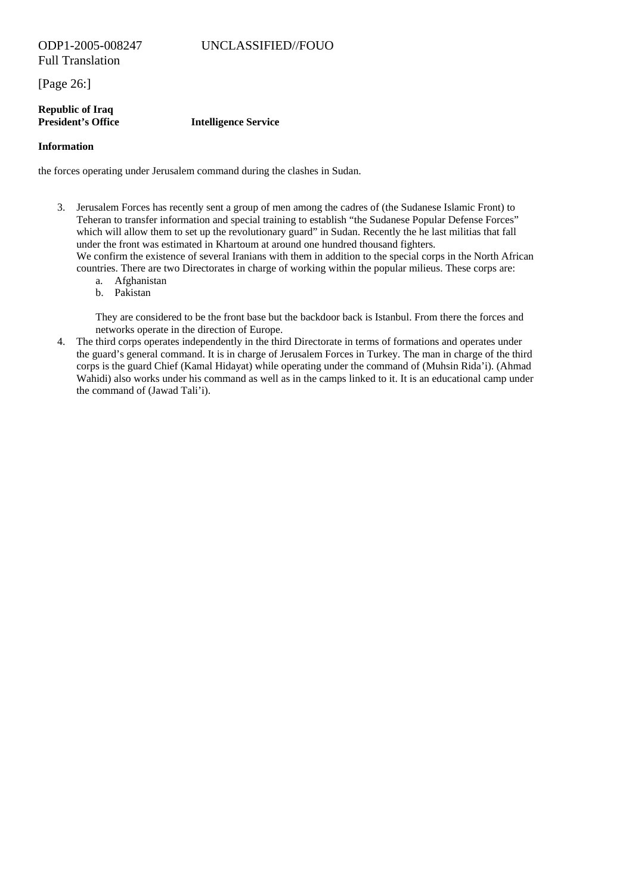[Page 26:]

**Republic of Iraq**
**President's Office** **Intelligence Service**

**Information**

the forces operating under Jerusalem command during the clashes in Sudan.

3. Jerusalem Forces has recently sent a group of men among the cadres of (the Sudanese Islamic Front) to Teheran to transfer information and special training to establish "the Sudanese Popular Defense Forces" which will allow them to set up the revolutionary guard" in Sudan. Recently the he last militias that fall under the front was estimated in Khartoum at around one hundred thousand fighters.
   We confirm the existence of several Iranians with them in addition to the special corps in the North African countries. There are two Directorates in charge of working within the popular milieus. These corps are:
   a. Afghanistan
   b. Pakistan

   They are considered to be the front base but the backdoor back is Istanbul. From there the forces and networks operate in the direction of Europe.
4. The third corps operates independently in the third Directorate in terms of formations and operates under the guard's general command. It is in charge of Jerusalem Forces in Turkey. The man in charge of the third corps is the guard Chief (Kamal Hidayat) while operating under the command of (Muhsin Rida'i). (Ahmad Wahidi) also works under his command as well as in the camps linked to it. It is an educational camp under the command of (Jawad Tali'i).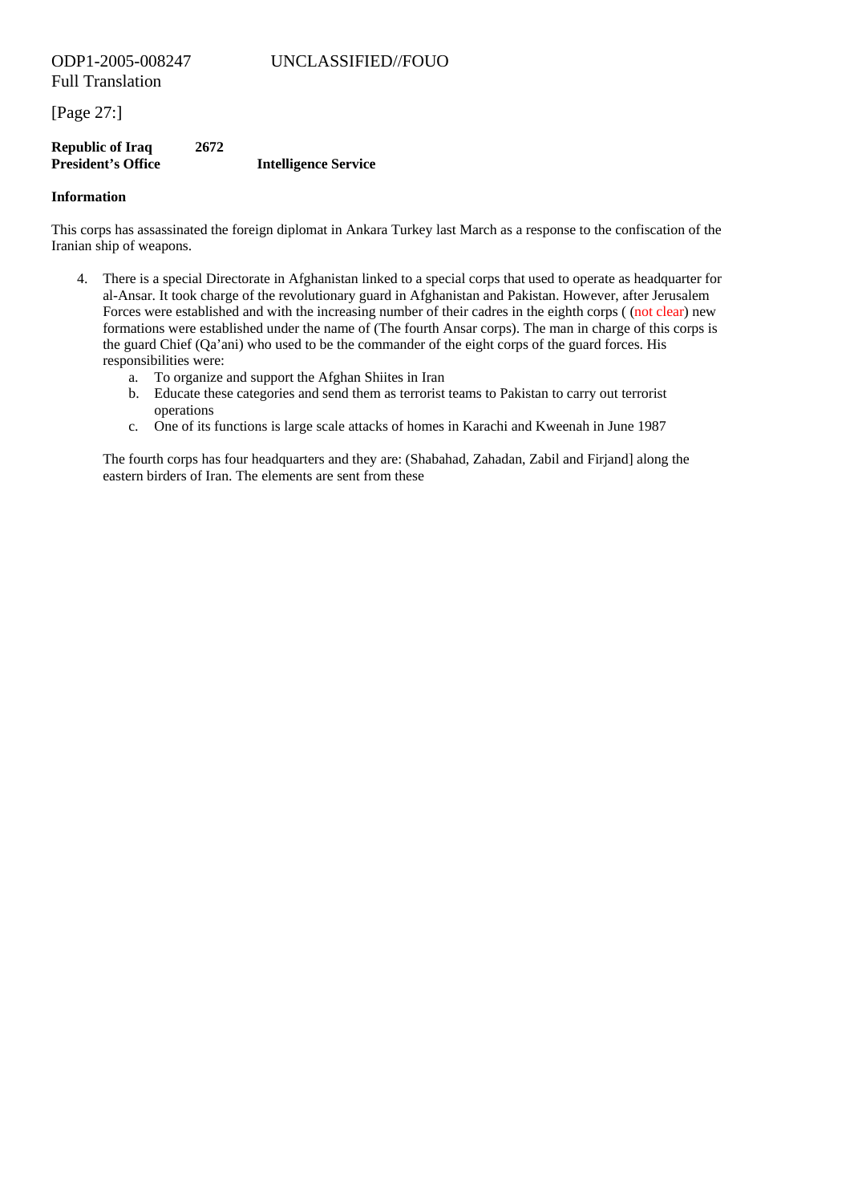ODP1-2005-008247 UNCLASSIFIED//FOUO
Full Translation

[Page 27:]

**Republic of Iraq** **2672**
**President's Office** **Intelligence Service**

**Information**

This corps has assassinated the foreign diplomat in Ankara Turkey last March as a response to the confiscation of the Iranian ship of weapons.

4. There is a special Directorate in Afghanistan linked to a special corps that used to operate as headquarter for al-Ansar. It took charge of the revolutionary guard in Afghanistan and Pakistan. However, after Jerusalem Forces were established and with the increasing number of their cadres in the eighth corps ( (not clear) new formations were established under the name of (The fourth Ansar corps). The man in charge of this corps is the guard Chief (Qa'ani) who used to be the commander of the eight corps of the guard forces. His responsibilities were:
    a. To organize and support the Afghan Shiites in Iran
    b. Educate these categories and send them as terrorist teams to Pakistan to carry out terrorist operations
    c. One of its functions is large scale attacks of homes in Karachi and Kweenah in June 1987

    The fourth corps has four headquarters and they are: (Shabahad, Zahadan, Zabil and Firjand] along the eastern birders of Iran. The elements are sent from these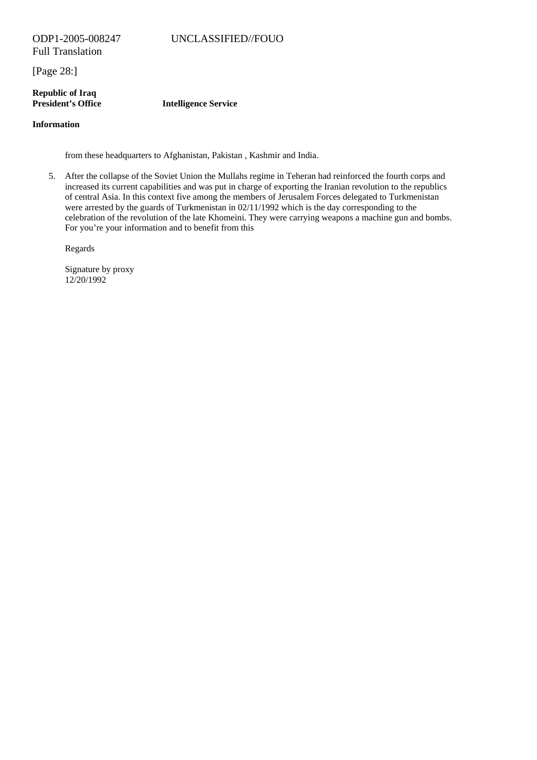ODP1-2005-008247 UNCLASSIFIED//FOUO
Full Translation

[Page 28:]

**Republic of Iraq**
**President's Office** **Intelligence Service**

**Information**

from these headquarters to Afghanistan, Pakistan , Kashmir and India.

5. After the collapse of the Soviet Union the Mullahs regime in Teheran had reinforced the fourth corps and increased its current capabilities and was put in charge of exporting the Iranian revolution to the republics of central Asia. In this context five among the members of Jerusalem Forces delegated to Turkmenistan were arrested by the guards of Turkmenistan in 02/11/1992 which is the day corresponding to the celebration of the revolution of the late Khomeini. They were carrying weapons a machine gun and bombs. For you're your information and to benefit from this

Regards

Signature by proxy
12/20/1992